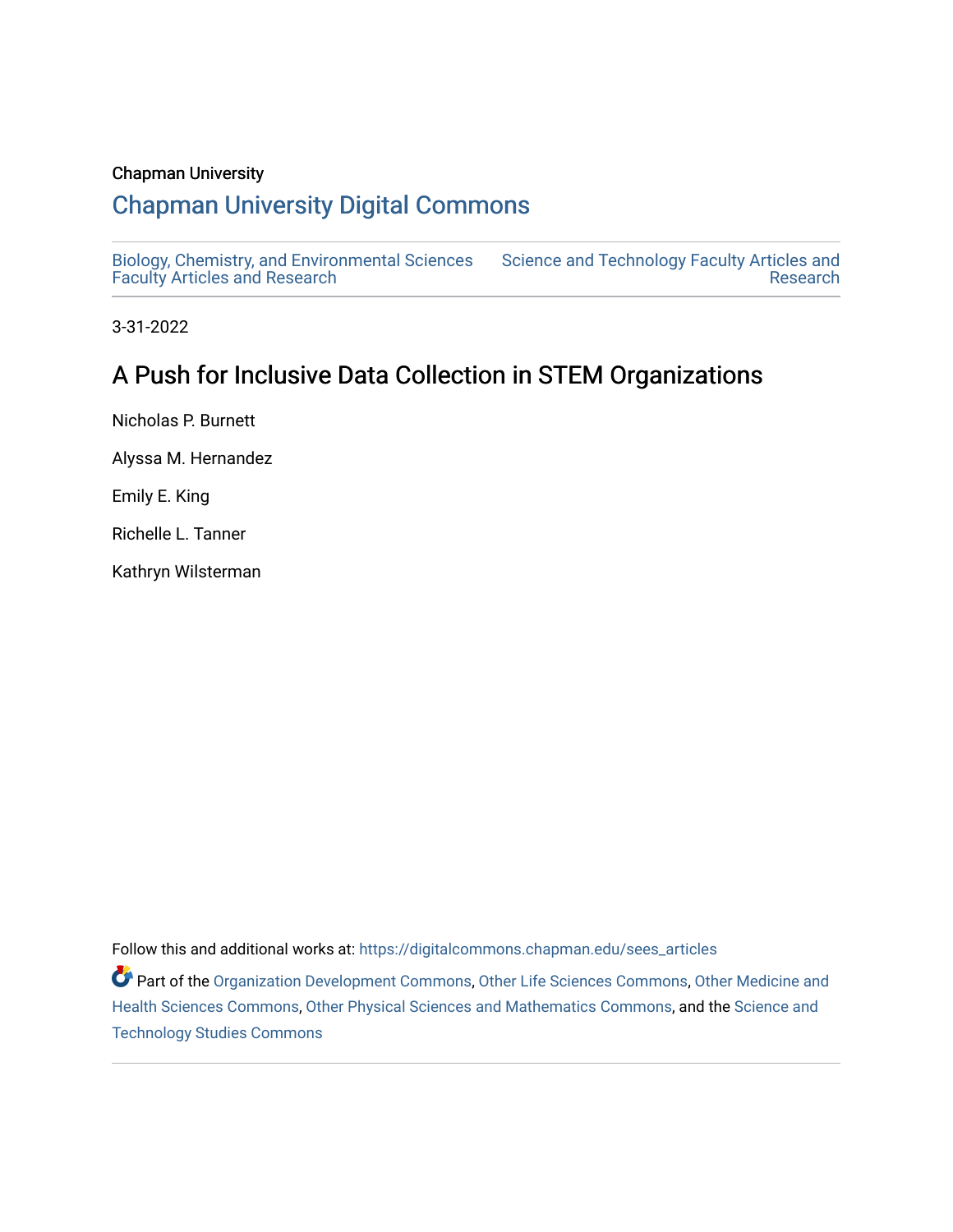Chapman University

# Chapman University Digital Commons

Biology, Chemistry, and Environmental Sciences Faculty Articles and Research

Science and Technology Faculty Articles and Research

3-31-2022

## A Push for Inclusive Data Collection in STEM Organizations

Nicholas P. Burnett

Alyssa M. Hernandez

Emily E. King

Richelle L. Tanner

Kathryn Wilsterman

Follow this and additional works at: https://digitalcommons.chapman.edu/sees_articles

Part of the Organization Development Commons, Other Life Sciences Commons, Other Medicine and Health Sciences Commons, Other Physical Sciences and Mathematics Commons, and the Science and Technology Studies Commons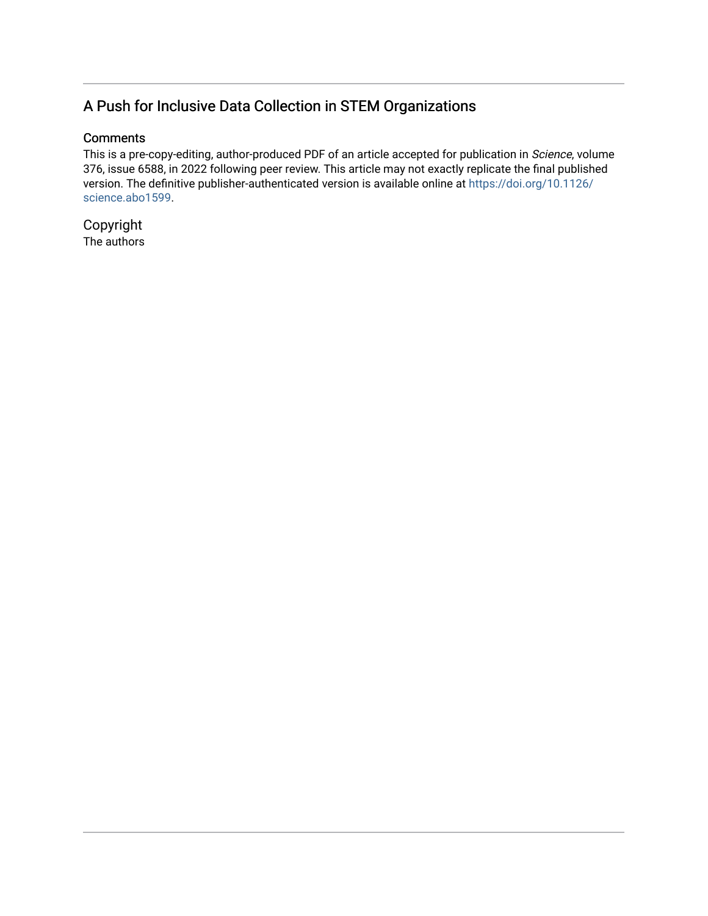## A Push for Inclusive Data Collection in STEM Organizations

### Comments

This is a pre-copy-editing, author-produced PDF of an article accepted for publication in *Science*, volume 376, issue 6588, in 2022 following peer review. This article may not exactly replicate the final published version. The definitive publisher-authenticated version is available online at https://doi.org/10.1126/science.abo1599.

### Copyright

The authors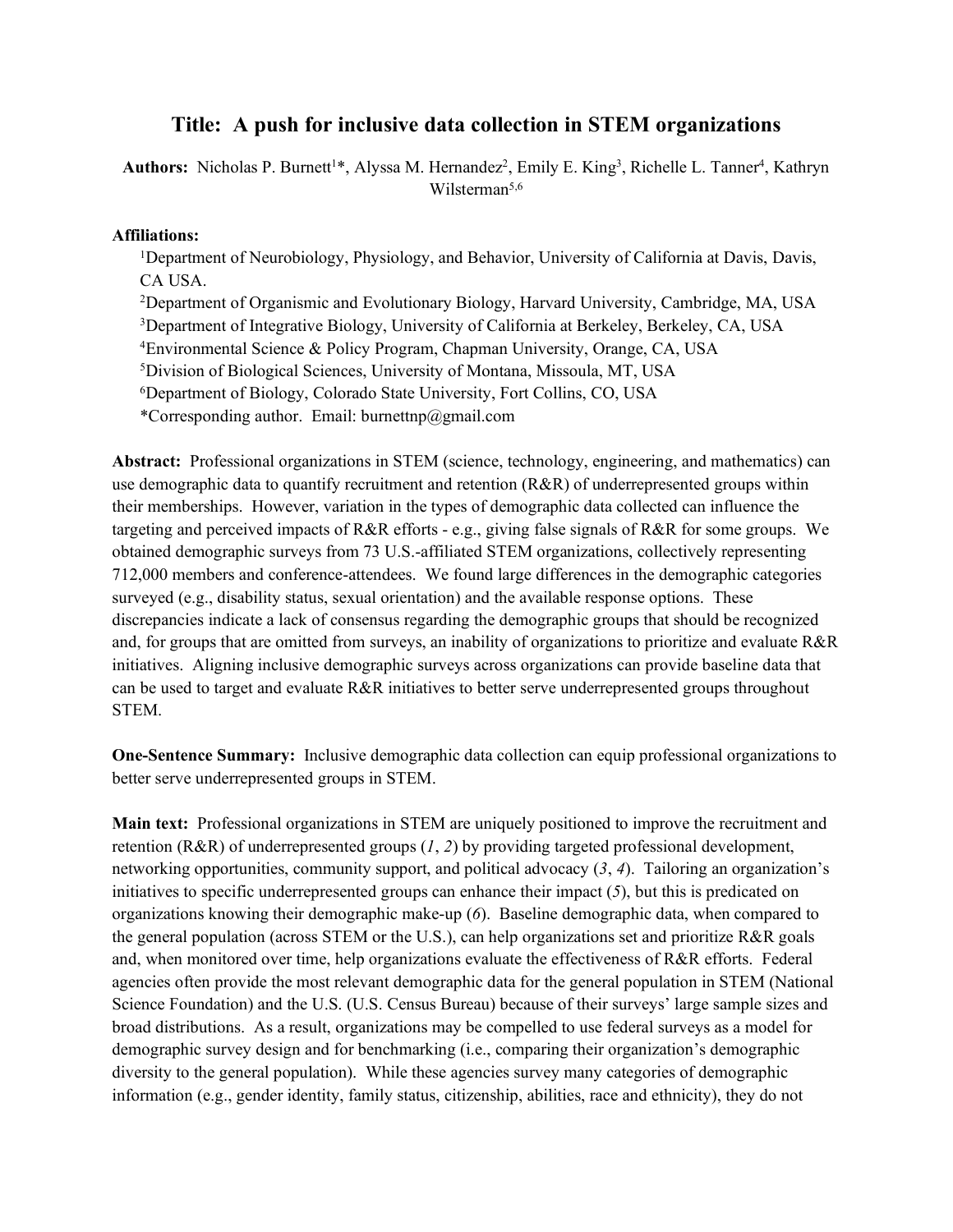# Title: A push for inclusive data collection in STEM organizations

**Authors:** Nicholas P. Burnett[1]*, Alyssa M. Hernandez[2], Emily E. King[3], Richelle L. Tanner[4], Kathryn Wilsterman[5,6]

**Affiliations:**

[1]Department of Neurobiology, Physiology, and Behavior, University of California at Davis, Davis, CA USA.
[2]Department of Organismic and Evolutionary Biology, Harvard University, Cambridge, MA, USA
[3]Department of Integrative Biology, University of California at Berkeley, Berkeley, CA, USA
[4]Environmental Science & Policy Program, Chapman University, Orange, CA, USA
[5]Division of Biological Sciences, University of Montana, Missoula, MT, USA
[6]Department of Biology, Colorado State University, Fort Collins, CO, USA
*Corresponding author. Email: burnettnp@gmail.com

**Abstract:** Professional organizations in STEM (science, technology, engineering, and mathematics) can use demographic data to quantify recruitment and retention (R&R) of underrepresented groups within their memberships. However, variation in the types of demographic data collected can influence the targeting and perceived impacts of R&R efforts - e.g., giving false signals of R&R for some groups. We obtained demographic surveys from 73 U.S.-affiliated STEM organizations, collectively representing 712,000 members and conference-attendees. We found large differences in the demographic categories surveyed (e.g., disability status, sexual orientation) and the available response options. These discrepancies indicate a lack of consensus regarding the demographic groups that should be recognized and, for groups that are omitted from surveys, an inability of organizations to prioritize and evaluate R&R initiatives. Aligning inclusive demographic surveys across organizations can provide baseline data that can be used to target and evaluate R&R initiatives to better serve underrepresented groups throughout STEM.

**One-Sentence Summary:** Inclusive demographic data collection can equip professional organizations to better serve underrepresented groups in STEM.

**Main text:** Professional organizations in STEM are uniquely positioned to improve the recruitment and retention (R&R) of underrepresented groups (*1*, *2*) by providing targeted professional development, networking opportunities, community support, and political advocacy (*3*, *4*). Tailoring an organization's initiatives to specific underrepresented groups can enhance their impact (*5*), but this is predicated on organizations knowing their demographic make-up (*6*). Baseline demographic data, when compared to the general population (across STEM or the U.S.), can help organizations set and prioritize R&R goals and, when monitored over time, help organizations evaluate the effectiveness of R&R efforts. Federal agencies often provide the most relevant demographic data for the general population in STEM (National Science Foundation) and the U.S. (U.S. Census Bureau) because of their surveys' large sample sizes and broad distributions. As a result, organizations may be compelled to use federal surveys as a model for demographic survey design and for benchmarking (i.e., comparing their organization's demographic diversity to the general population). While these agencies survey many categories of demographic information (e.g., gender identity, family status, citizenship, abilities, race and ethnicity), they do not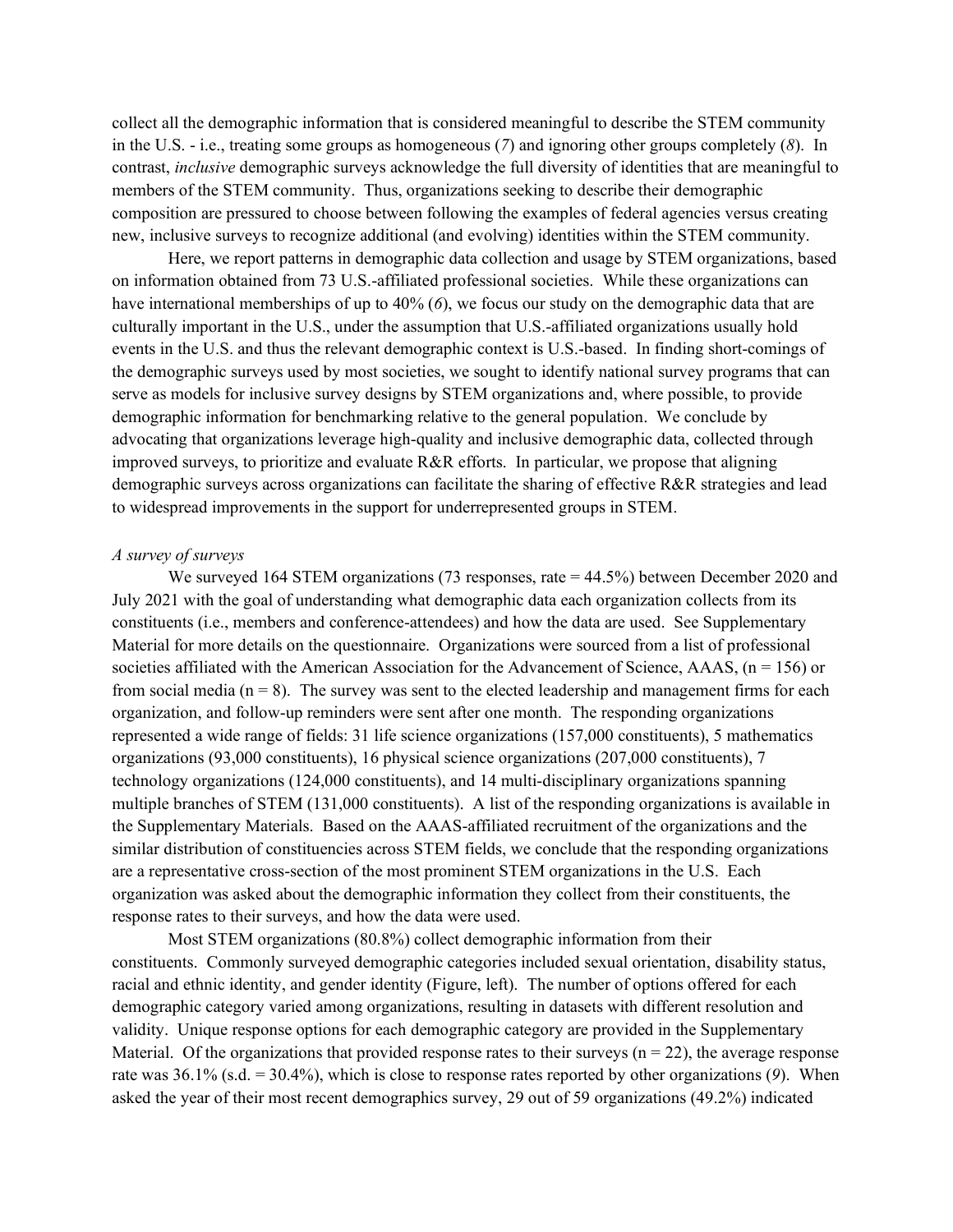collect all the demographic information that is considered meaningful to describe the STEM community in the U.S. - i.e., treating some groups as homogeneous (*7*) and ignoring other groups completely (*8*). In contrast, *inclusive* demographic surveys acknowledge the full diversity of identities that are meaningful to members of the STEM community. Thus, organizations seeking to describe their demographic composition are pressured to choose between following the examples of federal agencies versus creating new, inclusive surveys to recognize additional (and evolving) identities within the STEM community.

Here, we report patterns in demographic data collection and usage by STEM organizations, based on information obtained from 73 U.S.-affiliated professional societies. While these organizations can have international memberships of up to 40% (*6*), we focus our study on the demographic data that are culturally important in the U.S., under the assumption that U.S.-affiliated organizations usually hold events in the U.S. and thus the relevant demographic context is U.S.-based. In finding short-comings of the demographic surveys used by most societies, we sought to identify national survey programs that can serve as models for inclusive survey designs by STEM organizations and, where possible, to provide demographic information for benchmarking relative to the general population. We conclude by advocating that organizations leverage high-quality and inclusive demographic data, collected through improved surveys, to prioritize and evaluate R&R efforts. In particular, we propose that aligning demographic surveys across organizations can facilitate the sharing of effective R&R strategies and lead to widespread improvements in the support for underrepresented groups in STEM.

*A survey of surveys*

We surveyed 164 STEM organizations (73 responses, rate = 44.5%) between December 2020 and July 2021 with the goal of understanding what demographic data each organization collects from its constituents (i.e., members and conference-attendees) and how the data are used. See Supplementary Material for more details on the questionnaire. Organizations were sourced from a list of professional societies affiliated with the American Association for the Advancement of Science, AAAS, (n = 156) or from social media (n = 8). The survey was sent to the elected leadership and management firms for each organization, and follow-up reminders were sent after one month. The responding organizations represented a wide range of fields: 31 life science organizations (157,000 constituents), 5 mathematics organizations (93,000 constituents), 16 physical science organizations (207,000 constituents), 7 technology organizations (124,000 constituents), and 14 multi-disciplinary organizations spanning multiple branches of STEM (131,000 constituents). A list of the responding organizations is available in the Supplementary Materials. Based on the AAAS-affiliated recruitment of the organizations and the similar distribution of constituencies across STEM fields, we conclude that the responding organizations are a representative cross-section of the most prominent STEM organizations in the U.S. Each organization was asked about the demographic information they collect from their constituents, the response rates to their surveys, and how the data were used.

Most STEM organizations (80.8%) collect demographic information from their constituents. Commonly surveyed demographic categories included sexual orientation, disability status, racial and ethnic identity, and gender identity (Figure, left). The number of options offered for each demographic category varied among organizations, resulting in datasets with different resolution and validity. Unique response options for each demographic category are provided in the Supplementary Material. Of the organizations that provided response rates to their surveys (n = 22), the average response rate was 36.1% (s.d. = 30.4%), which is close to response rates reported by other organizations (*9*). When asked the year of their most recent demographics survey, 29 out of 59 organizations (49.2%) indicated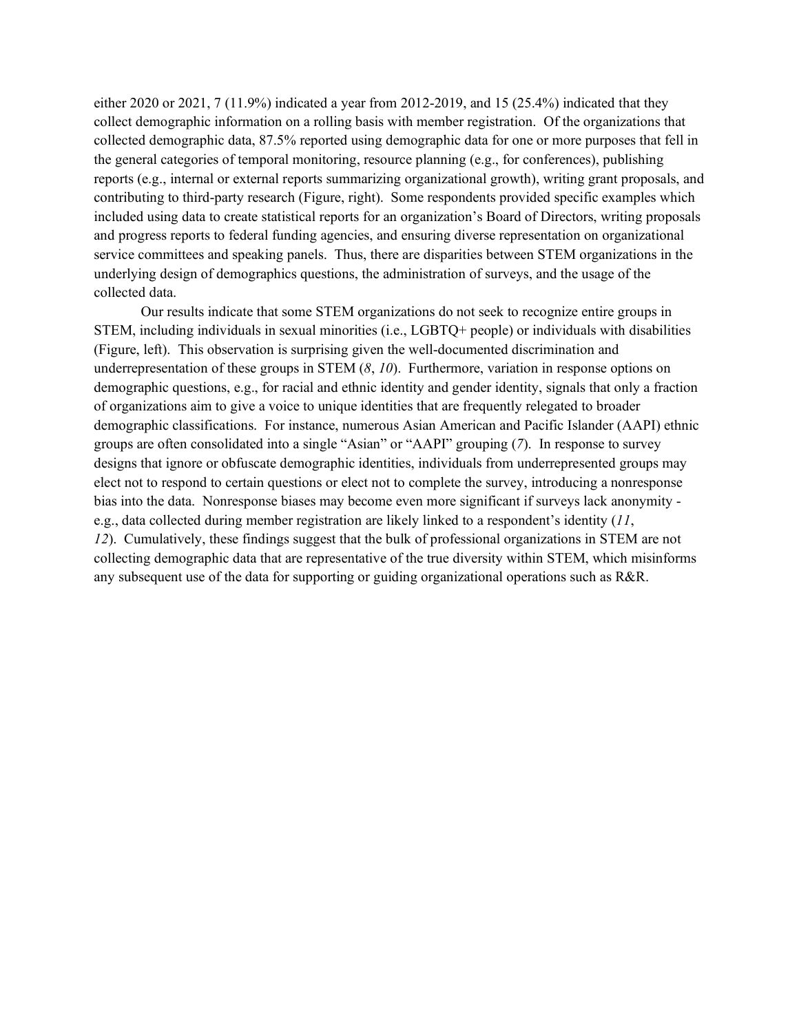either 2020 or 2021, 7 (11.9%) indicated a year from 2012-2019, and 15 (25.4%) indicated that they collect demographic information on a rolling basis with member registration. Of the organizations that collected demographic data, 87.5% reported using demographic data for one or more purposes that fell in the general categories of temporal monitoring, resource planning (e.g., for conferences), publishing reports (e.g., internal or external reports summarizing organizational growth), writing grant proposals, and contributing to third-party research (Figure, right). Some respondents provided specific examples which included using data to create statistical reports for an organization's Board of Directors, writing proposals and progress reports to federal funding agencies, and ensuring diverse representation on organizational service committees and speaking panels. Thus, there are disparities between STEM organizations in the underlying design of demographics questions, the administration of surveys, and the usage of the collected data.

Our results indicate that some STEM organizations do not seek to recognize entire groups in STEM, including individuals in sexual minorities (i.e., LGBTQ+ people) or individuals with disabilities (Figure, left). This observation is surprising given the well-documented discrimination and underrepresentation of these groups in STEM (*8*, *10*). Furthermore, variation in response options on demographic questions, e.g., for racial and ethnic identity and gender identity, signals that only a fraction of organizations aim to give a voice to unique identities that are frequently relegated to broader demographic classifications. For instance, numerous Asian American and Pacific Islander (AAPI) ethnic groups are often consolidated into a single "Asian" or "AAPI" grouping (*7*). In response to survey designs that ignore or obfuscate demographic identities, individuals from underrepresented groups may elect not to respond to certain questions or elect not to complete the survey, introducing a nonresponse bias into the data. Nonresponse biases may become even more significant if surveys lack anonymity - e.g., data collected during member registration are likely linked to a respondent's identity (*11*, *12*). Cumulatively, these findings suggest that the bulk of professional organizations in STEM are not collecting demographic data that are representative of the true diversity within STEM, which misinforms any subsequent use of the data for supporting or guiding organizational operations such as R&R.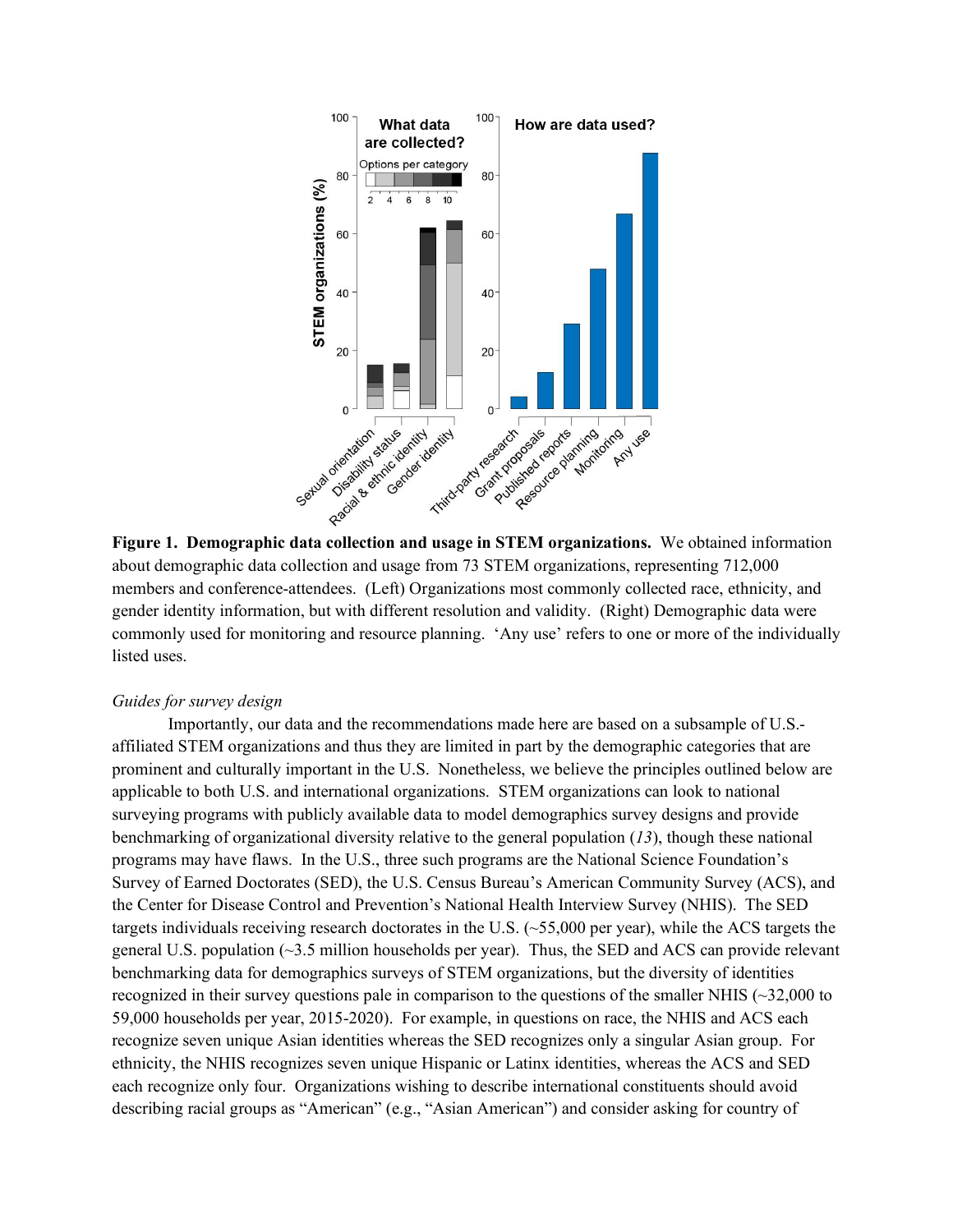**Figure 1. Demographic data collection and usage in STEM organizations.** We obtained information about demographic data collection and usage from 73 STEM organizations, representing 712,000 members and conference-attendees. (Left) Organizations most commonly collected race, ethnicity, and gender identity information, but with different resolution and validity. (Right) Demographic data were commonly used for monitoring and resource planning. 'Any use' refers to one or more of the individually listed uses.

*Guides for survey design*

Importantly, our data and the recommendations made here are based on a subsample of U.S.-affiliated STEM organizations and thus they are limited in part by the demographic categories that are prominent and culturally important in the U.S. Nonetheless, we believe the principles outlined below are applicable to both U.S. and international organizations. STEM organizations can look to national surveying programs with publicly available data to model demographics survey designs and provide benchmarking of organizational diversity relative to the general population (*13*), though these national programs may have flaws. In the U.S., three such programs are the National Science Foundation's Survey of Earned Doctorates (SED), the U.S. Census Bureau's American Community Survey (ACS), and the Center for Disease Control and Prevention's National Health Interview Survey (NHIS). The SED targets individuals receiving research doctorates in the U.S. (~55,000 per year), while the ACS targets the general U.S. population (~3.5 million households per year). Thus, the SED and ACS can provide relevant benchmarking data for demographics surveys of STEM organizations, but the diversity of identities recognized in their survey questions pale in comparison to the questions of the smaller NHIS (~32,000 to 59,000 households per year, 2015-2020). For example, in questions on race, the NHIS and ACS recognize seven unique Asian identities whereas the SED recognizes only a singular Asian group. For ethnicity, the NHIS recognizes seven unique Hispanic or Latinx identities, whereas the ACS and SED each recognize only four. Organizations wishing to describe international constituents should avoid describing racial groups as "American" (e.g., "Asian American") and consider asking for country of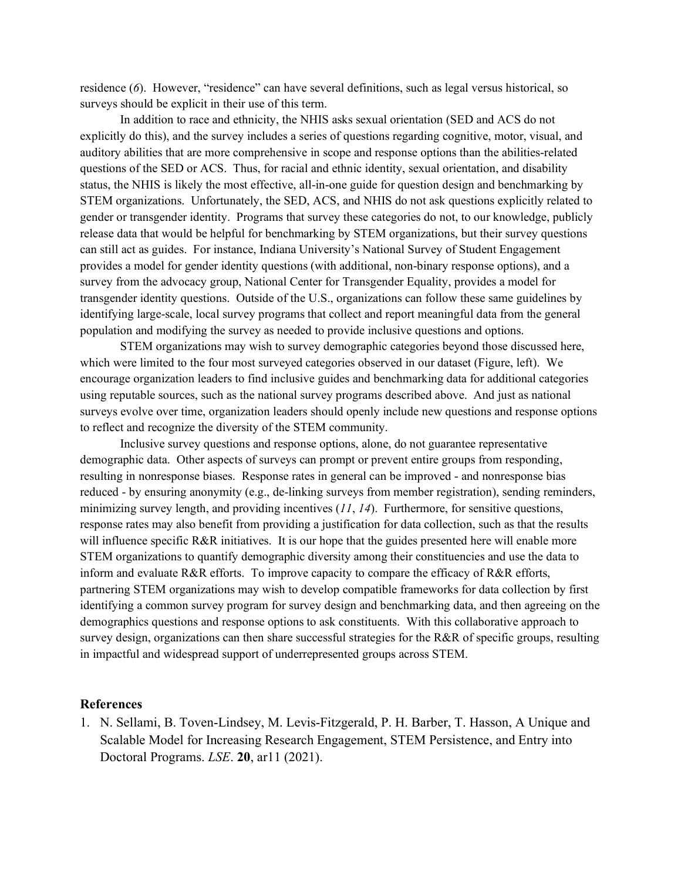residence (*6*). However, "residence" can have several definitions, such as legal versus historical, so surveys should be explicit in their use of this term.

In addition to race and ethnicity, the NHIS asks sexual orientation (SED and ACS do not explicitly do this), and the survey includes a series of questions regarding cognitive, motor, visual, and auditory abilities that are more comprehensive in scope and response options than the abilities-related questions of the SED or ACS. Thus, for racial and ethnic identity, sexual orientation, and disability status, the NHIS is likely the most effective, all-in-one guide for question design and benchmarking by STEM organizations. Unfortunately, the SED, ACS, and NHIS do not ask questions explicitly related to gender or transgender identity. Programs that survey these categories do not, to our knowledge, publicly release data that would be helpful for benchmarking by STEM organizations, but their survey questions can still act as guides. For instance, Indiana University's National Survey of Student Engagement provides a model for gender identity questions (with additional, non-binary response options), and a survey from the advocacy group, National Center for Transgender Equality, provides a model for transgender identity questions. Outside of the U.S., organizations can follow these same guidelines by identifying large-scale, local survey programs that collect and report meaningful data from the general population and modifying the survey as needed to provide inclusive questions and options.

STEM organizations may wish to survey demographic categories beyond those discussed here, which were limited to the four most surveyed categories observed in our dataset (Figure, left). We encourage organization leaders to find inclusive guides and benchmarking data for additional categories using reputable sources, such as the national survey programs described above. And just as national surveys evolve over time, organization leaders should openly include new questions and response options to reflect and recognize the diversity of the STEM community.

Inclusive survey questions and response options, alone, do not guarantee representative demographic data. Other aspects of surveys can prompt or prevent entire groups from responding, resulting in nonresponse biases. Response rates in general can be improved - and nonresponse bias reduced - by ensuring anonymity (e.g., de-linking surveys from member registration), sending reminders, minimizing survey length, and providing incentives (*11*, *14*). Furthermore, for sensitive questions, response rates may also benefit from providing a justification for data collection, such as that the results will influence specific R&R initiatives. It is our hope that the guides presented here will enable more STEM organizations to quantify demographic diversity among their constituencies and use the data to inform and evaluate R&R efforts. To improve capacity to compare the efficacy of R&R efforts, partnering STEM organizations may wish to develop compatible frameworks for data collection by first identifying a common survey program for survey design and benchmarking data, and then agreeing on the demographics questions and response options to ask constituents. With this collaborative approach to survey design, organizations can then share successful strategies for the R&R of specific groups, resulting in impactful and widespread support of underrepresented groups across STEM.

## References

1. N. Sellami, B. Toven-Lindsey, M. Levis-Fitzgerald, P. H. Barber, T. Hasson, A Unique and Scalable Model for Increasing Research Engagement, STEM Persistence, and Entry into Doctoral Programs. *LSE*. **20**, ar11 (2021).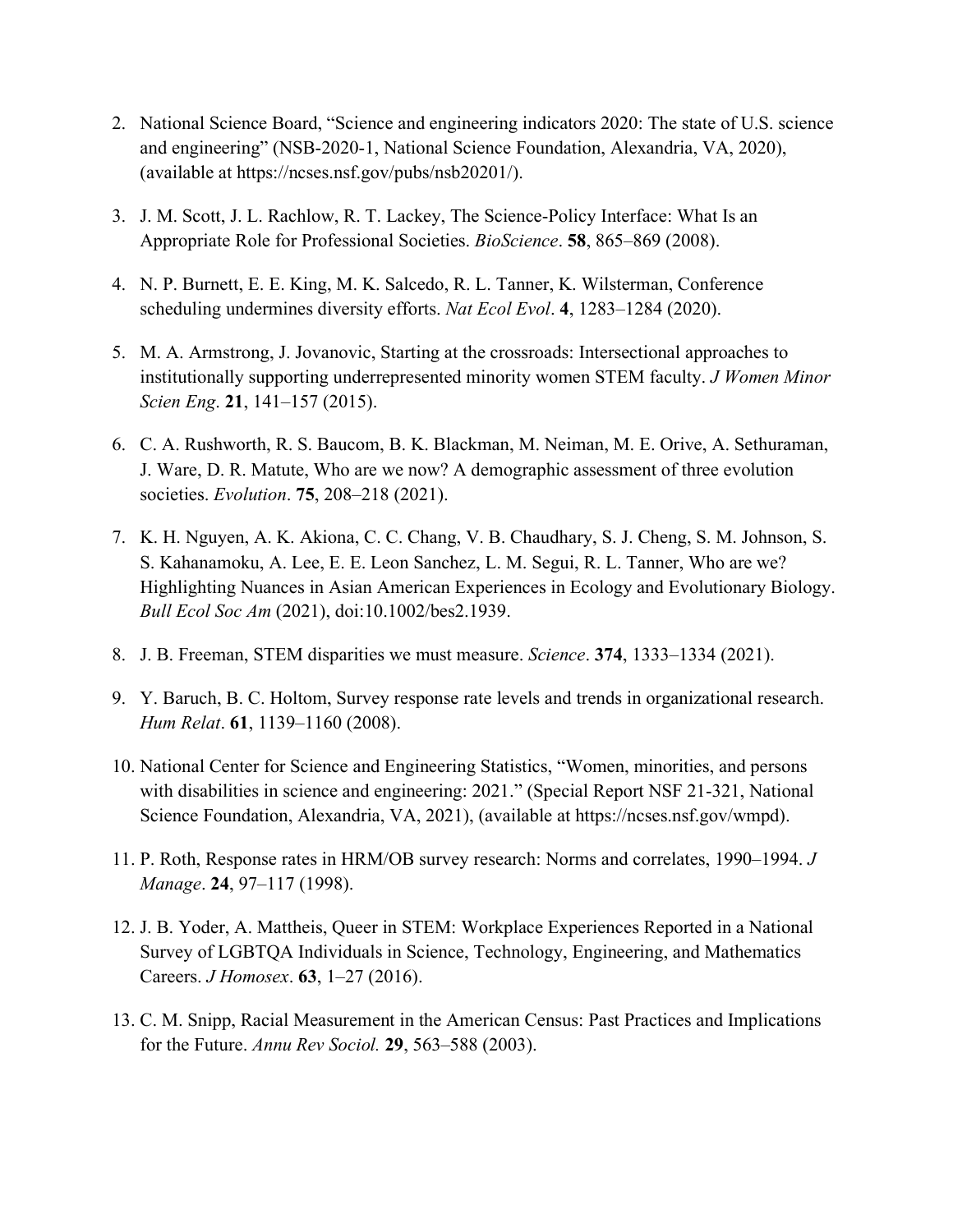2. National Science Board, “Science and engineering indicators 2020: The state of U.S. science and engineering” (NSB-2020-1, National Science Foundation, Alexandria, VA, 2020), (available at https://ncses.nsf.gov/pubs/nsb20201/).
3. J. M. Scott, J. L. Rachlow, R. T. Lackey, The Science-Policy Interface: What Is an Appropriate Role for Professional Societies. *BioScience*. **58**, 865–869 (2008).
4. N. P. Burnett, E. E. King, M. K. Salcedo, R. L. Tanner, K. Wilsterman, Conference scheduling undermines diversity efforts. *Nat Ecol Evol*. **4**, 1283–1284 (2020).
5. M. A. Armstrong, J. Jovanovic, Starting at the crossroads: Intersectional approaches to institutionally supporting underrepresented minority women STEM faculty. *J Women Minor Scien Eng*. **21**, 141–157 (2015).
6. C. A. Rushworth, R. S. Baucom, B. K. Blackman, M. Neiman, M. E. Orive, A. Sethuraman, J. Ware, D. R. Matute, Who are we now? A demographic assessment of three evolution societies. *Evolution*. **75**, 208–218 (2021).
7. K. H. Nguyen, A. K. Akiona, C. C. Chang, V. B. Chaudhary, S. J. Cheng, S. M. Johnson, S. S. Kahanamoku, A. Lee, E. E. Leon Sanchez, L. M. Segui, R. L. Tanner, Who are we? Highlighting Nuances in Asian American Experiences in Ecology and Evolutionary Biology. *Bull Ecol Soc Am* (2021), doi:10.1002/bes2.1939.
8. J. B. Freeman, STEM disparities we must measure. *Science*. **374**, 1333–1334 (2021).
9. Y. Baruch, B. C. Holtom, Survey response rate levels and trends in organizational research. *Hum Relat*. **61**, 1139–1160 (2008).
10. National Center for Science and Engineering Statistics, “Women, minorities, and persons with disabilities in science and engineering: 2021.” (Special Report NSF 21-321, National Science Foundation, Alexandria, VA, 2021), (available at https://ncses.nsf.gov/wmpd).
11. P. Roth, Response rates in HRM/OB survey research: Norms and correlates, 1990–1994. *J Manage*. **24**, 97–117 (1998).
12. J. B. Yoder, A. Mattheis, Queer in STEM: Workplace Experiences Reported in a National Survey of LGBTQA Individuals in Science, Technology, Engineering, and Mathematics Careers. *J Homosex*. **63**, 1–27 (2016).
13. C. M. Snipp, Racial Measurement in the American Census: Past Practices and Implications for the Future. *Annu Rev Sociol.* **29**, 563–588 (2003).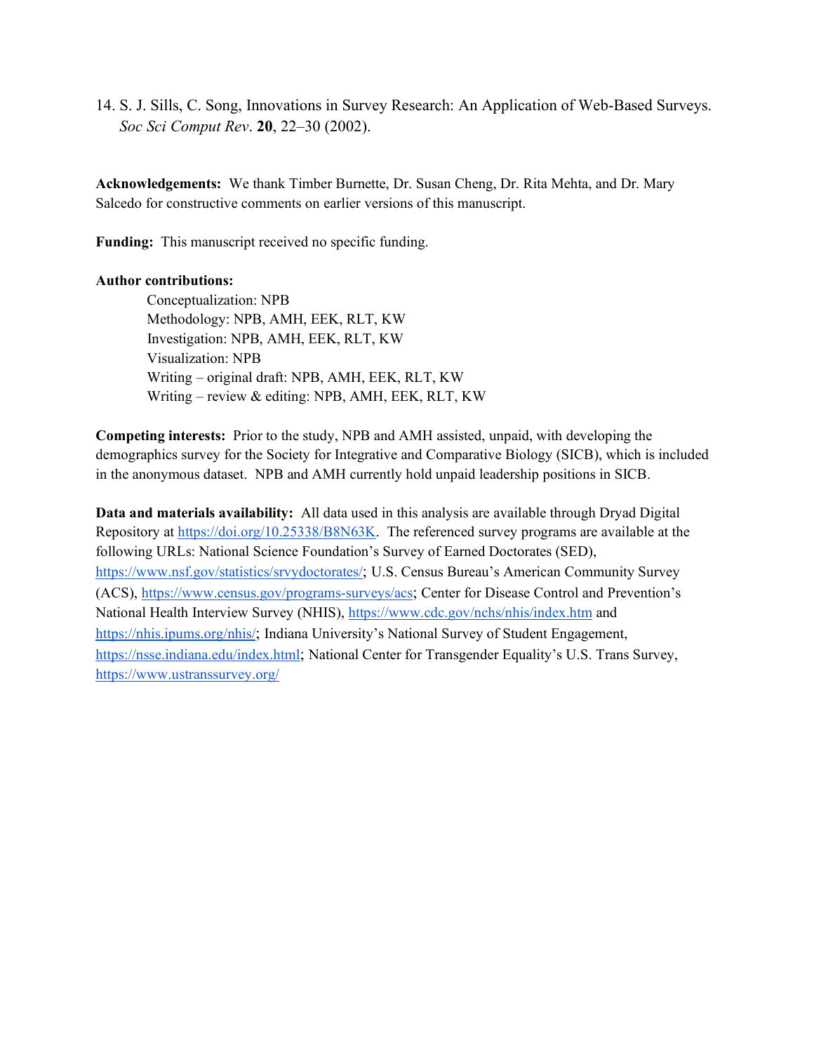14. S. J. Sills, C. Song, Innovations in Survey Research: An Application of Web-Based Surveys. *Soc Sci Comput Rev*. **20**, 22–30 (2002).

**Acknowledgements:** We thank Timber Burnette, Dr. Susan Cheng, Dr. Rita Mehta, and Dr. Mary Salcedo for constructive comments on earlier versions of this manuscript.

**Funding:** This manuscript received no specific funding.

**Author contributions:**

Conceptualization: NPB
Methodology: NPB, AMH, EEK, RLT, KW
Investigation: NPB, AMH, EEK, RLT, KW
Visualization: NPB
Writing – original draft: NPB, AMH, EEK, RLT, KW
Writing – review & editing: NPB, AMH, EEK, RLT, KW

**Competing interests:** Prior to the study, NPB and AMH assisted, unpaid, with developing the demographics survey for the Society for Integrative and Comparative Biology (SICB), which is included in the anonymous dataset. NPB and AMH currently hold unpaid leadership positions in SICB.

**Data and materials availability:** All data used in this analysis are available through Dryad Digital Repository at https://doi.org/10.25338/B8N63K. The referenced survey programs are available at the following URLs: National Science Foundation's Survey of Earned Doctorates (SED), https://www.nsf.gov/statistics/srvydoctorates/; U.S. Census Bureau's American Community Survey (ACS), https://www.census.gov/programs-surveys/acs; Center for Disease Control and Prevention's National Health Interview Survey (NHIS), https://www.cdc.gov/nchs/nhis/index.htm and https://nhis.ipums.org/nhis/; Indiana University's National Survey of Student Engagement, https://nsse.indiana.edu/index.html; National Center for Transgender Equality's U.S. Trans Survey, https://www.ustranssurvey.org/